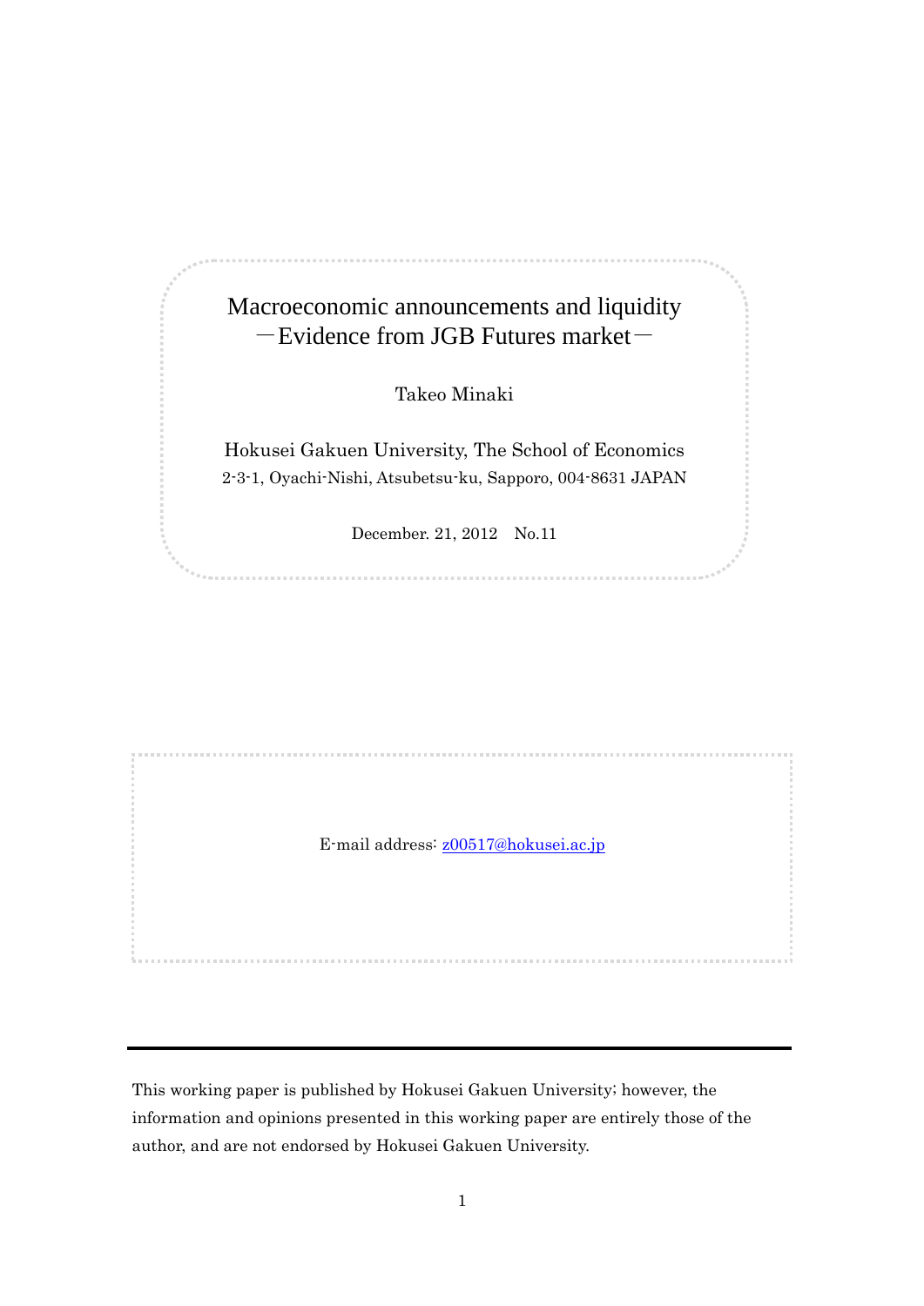# Macroeconomic announcements and liquidity
## －Evidence from JGB Futures market－

Takeo Minaki

Hokusei Gakuen University, The School of Economics

2-3-1, Oyachi-Nishi, Atsubetsu-ku, Sapporo, 004-8631 JAPAN

December. 21, 2012　No.11

E-mail address: z00517@hokusei.ac.jp

---

This working paper is published by Hokusei Gakuen University; however, the information and opinions presented in this working paper are entirely those of the author, and are not endorsed by Hokusei Gakuen University.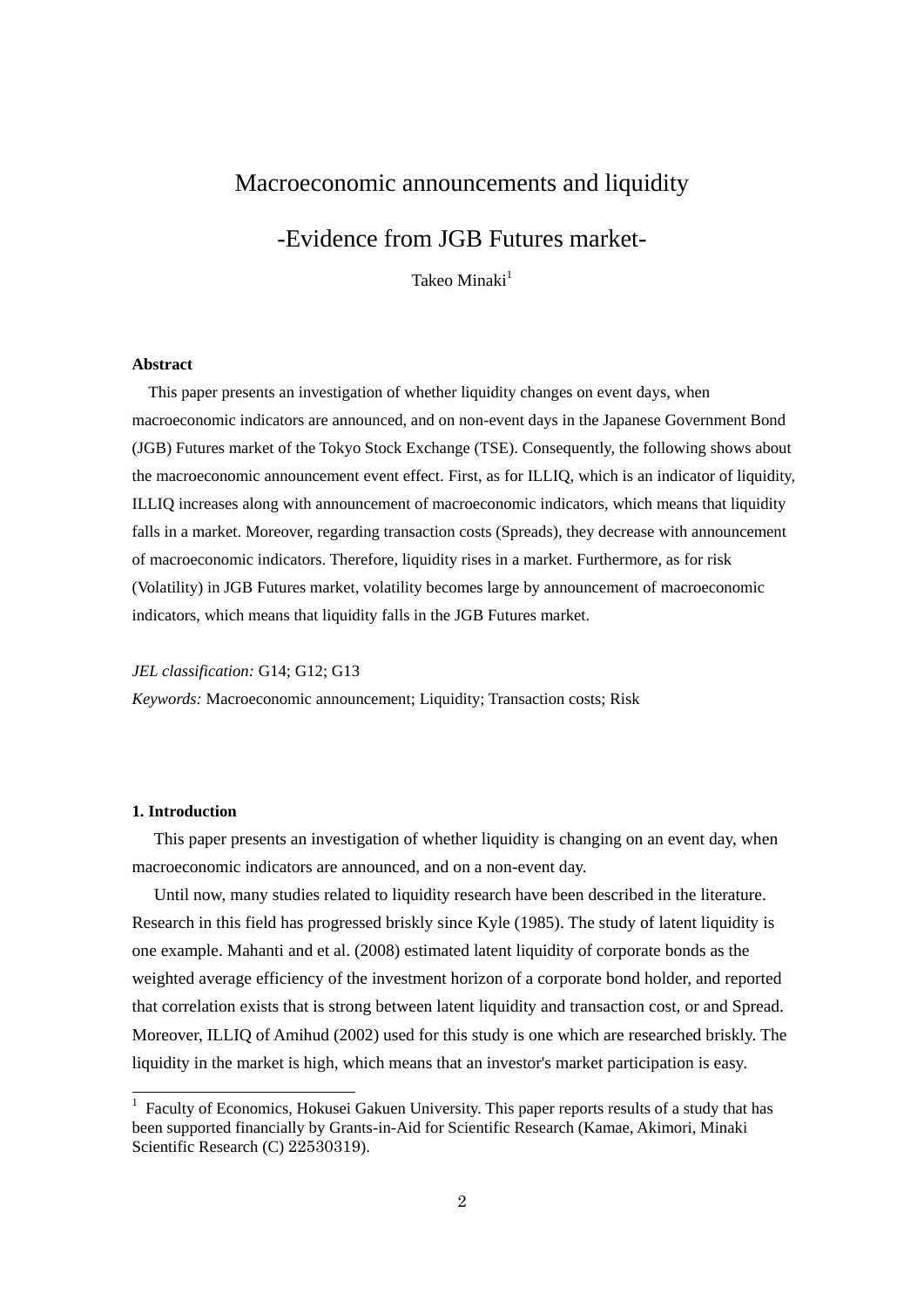# Macroeconomic announcements and liquidity

## -Evidence from JGB Futures market-

Takeo Minaki[1]

**Abstract**

This paper presents an investigation of whether liquidity changes on event days, when macroeconomic indicators are announced, and on non-event days in the Japanese Government Bond (JGB) Futures market of the Tokyo Stock Exchange (TSE). Consequently, the following shows about the macroeconomic announcement event effect. First, as for ILLIQ, which is an indicator of liquidity, ILLIQ increases along with announcement of macroeconomic indicators, which means that liquidity falls in a market. Moreover, regarding transaction costs (Spreads), they decrease with announcement of macroeconomic indicators. Therefore, liquidity rises in a market. Furthermore, as for risk (Volatility) in JGB Futures market, volatility becomes large by announcement of macroeconomic indicators, which means that liquidity falls in the JGB Futures market.

*JEL classification:* G14; G12; G13

*Keywords:* Macroeconomic announcement; Liquidity; Transaction costs; Risk

**1. Introduction**

This paper presents an investigation of whether liquidity is changing on an event day, when macroeconomic indicators are announced, and on a non-event day.

Until now, many studies related to liquidity research have been described in the literature. Research in this field has progressed briskly since Kyle (1985). The study of latent liquidity is one example. Mahanti and et al. (2008) estimated latent liquidity of corporate bonds as the weighted average efficiency of the investment horizon of a corporate bond holder, and reported that correlation exists that is strong between latent liquidity and transaction cost, or and Spread. Moreover, ILLIQ of Amihud (2002) used for this study is one which are researched briskly. The liquidity in the market is high, which means that an investor's market participation is easy.

---

[1] Faculty of Economics, Hokusei Gakuen University. This paper reports results of a study that has been supported financially by Grants-in-Aid for Scientific Research (Kamae, Akimori, Minaki Scientific Research (C) 22530319).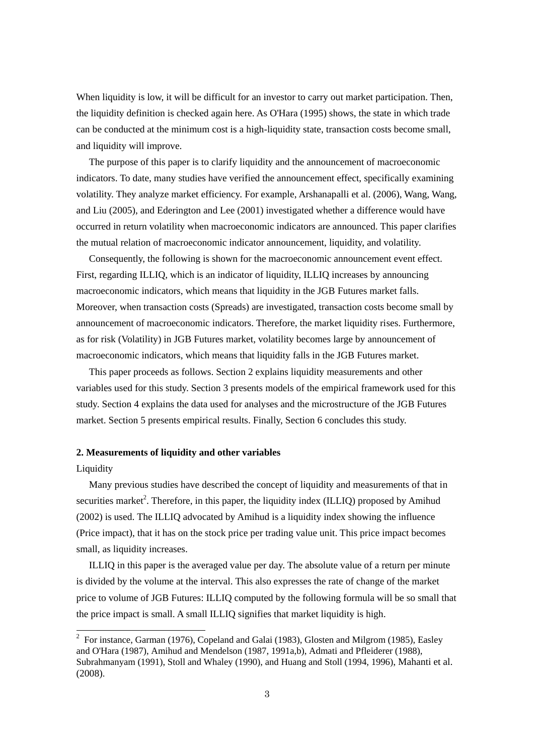When liquidity is low, it will be difficult for an investor to carry out market participation. Then, the liquidity definition is checked again here. As O'Hara (1995) shows, the state in which trade can be conducted at the minimum cost is a high-liquidity state, transaction costs become small, and liquidity will improve.

The purpose of this paper is to clarify liquidity and the announcement of macroeconomic indicators. To date, many studies have verified the announcement effect, specifically examining volatility. They analyze market efficiency. For example, Arshanapalli et al. (2006), Wang, Wang, and Liu (2005), and Ederington and Lee (2001) investigated whether a difference would have occurred in return volatility when macroeconomic indicators are announced. This paper clarifies the mutual relation of macroeconomic indicator announcement, liquidity, and volatility.

Consequently, the following is shown for the macroeconomic announcement event effect. First, regarding ILLIQ, which is an indicator of liquidity, ILLIQ increases by announcing macroeconomic indicators, which means that liquidity in the JGB Futures market falls. Moreover, when transaction costs (Spreads) are investigated, transaction costs become small by announcement of macroeconomic indicators. Therefore, the market liquidity rises. Furthermore, as for risk (Volatility) in JGB Futures market, volatility becomes large by announcement of macroeconomic indicators, which means that liquidity falls in the JGB Futures market.

This paper proceeds as follows. Section 2 explains liquidity measurements and other variables used for this study. Section 3 presents models of the empirical framework used for this study. Section 4 explains the data used for analyses and the microstructure of the JGB Futures market. Section 5 presents empirical results. Finally, Section 6 concludes this study.

## 2. Measurements of liquidity and other variables

Liquidity

Many previous studies have described the concept of liquidity and measurements of that in securities market[2]. Therefore, in this paper, the liquidity index (ILLIQ) proposed by Amihud (2002) is used. The ILLIQ advocated by Amihud is a liquidity index showing the influence (Price impact), that it has on the stock price per trading value unit. This price impact becomes small, as liquidity increases.

ILLIQ in this paper is the averaged value per day. The absolute value of a return per minute is divided by the volume at the interval. This also expresses the rate of change of the market price to volume of JGB Futures: ILLIQ computed by the following formula will be so small that the price impact is small. A small ILLIQ signifies that market liquidity is high.

---

[2] For instance, Garman (1976), Copeland and Galai (1983), Glosten and Milgrom (1985), Easley and O'Hara (1987), Amihud and Mendelson (1987, 1991a,b), Admati and Pfleiderer (1988), Subrahmanyam (1991), Stoll and Whaley (1990), and Huang and Stoll (1994, 1996), Mahanti et al. (2008).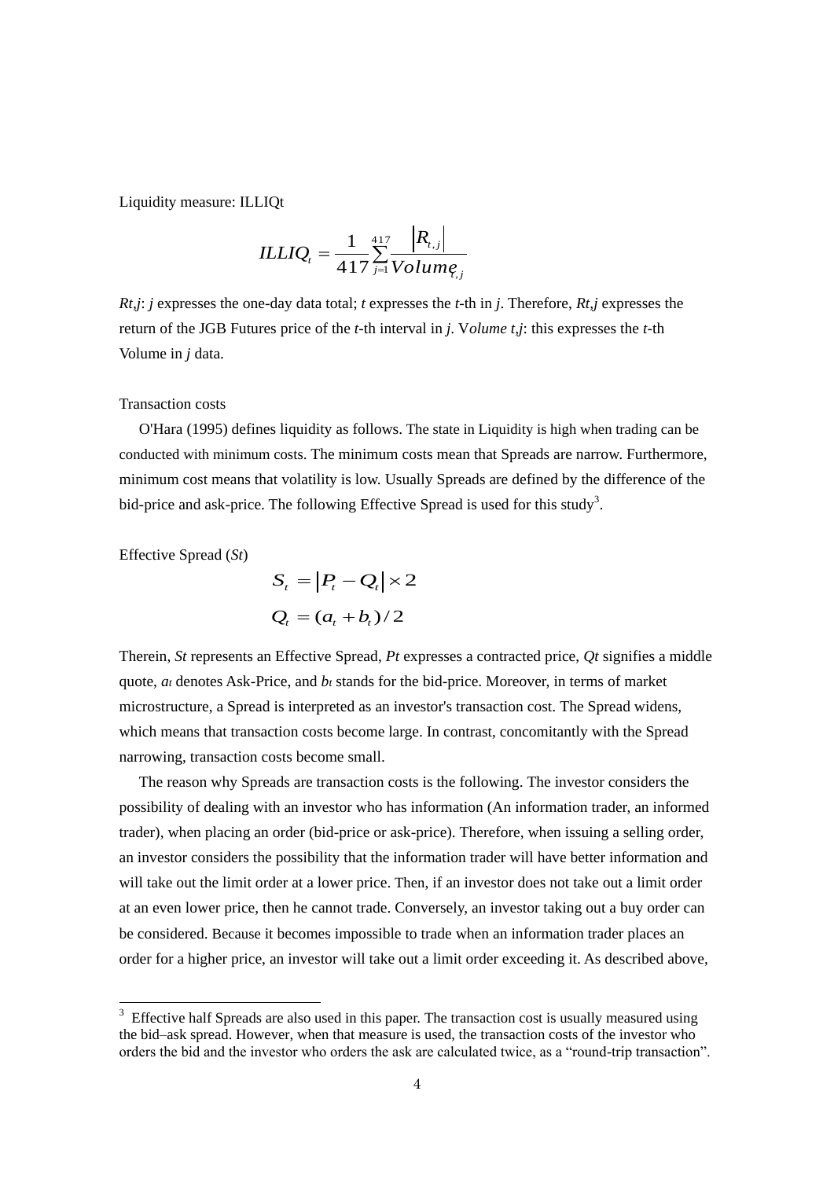Liquidity measure: ILLIQt

$$ILLIQ_t = \frac{1}{417}\sum_{j=1}^{417}\frac{\left|R_{t,j}\right|}{Volume_{t,j}}$$

*Rt,j*: *j* expresses the one-day data total; *t* expresses the *t*-th in *j*. Therefore, *Rt,j* expresses the return of the JGB Futures price of the *t*-th interval in *j*. V*olume t,j*: this expresses the *t*-th Volume in *j* data.

Transaction costs

O'Hara (1995) defines liquidity as follows. The state in Liquidity is high when trading can be conducted with minimum costs. The minimum costs mean that Spreads are narrow. Furthermore, minimum cost means that volatility is low. Usually Spreads are defined by the difference of the bid-price and ask-price. The following Effective Spread is used for this study[3].

Effective Spread (*St*)

$$S_t = \left|P_t - Q_t\right| \times 2$$

$$Q_t = (a_t + b_t)/2$$

Therein, *St* represents an Effective Spread, *Pt* expresses a contracted price, *Qt* signifies a middle quote, $a_t$ denotes Ask-Price, and $b_t$ stands for the bid-price. Moreover, in terms of market microstructure, a Spread is interpreted as an investor's transaction cost. The Spread widens, which means that transaction costs become large. In contrast, concomitantly with the Spread narrowing, transaction costs become small.

The reason why Spreads are transaction costs is the following. The investor considers the possibility of dealing with an investor who has information (An information trader, an informed trader), when placing an order (bid-price or ask-price). Therefore, when issuing a selling order, an investor considers the possibility that the information trader will have better information and will take out the limit order at a lower price. Then, if an investor does not take out a limit order at an even lower price, then he cannot trade. Conversely, an investor taking out a buy order can be considered. Because it becomes impossible to trade when an information trader places an order for a higher price, an investor will take out a limit order exceeding it. As described above,

---

[3] Effective half Spreads are also used in this paper. The transaction cost is usually measured using the bid–ask spread. However, when that measure is used, the transaction costs of the investor who orders the bid and the investor who orders the ask are calculated twice, as a "round-trip transaction".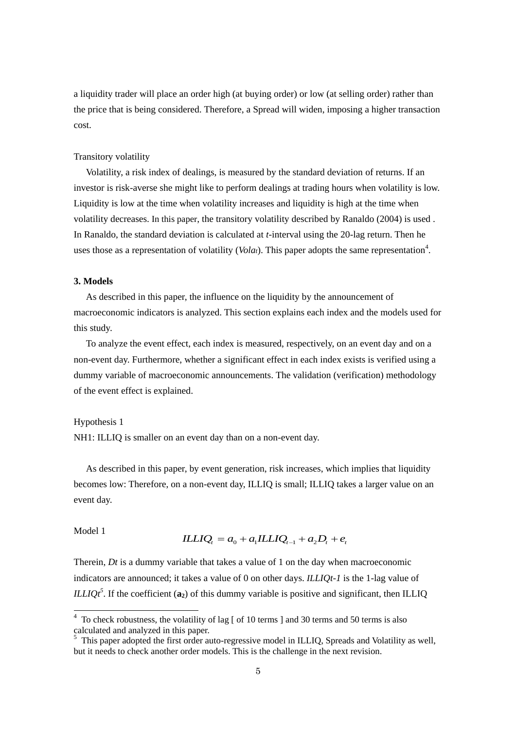a liquidity trader will place an order high (at buying order) or low (at selling order) rather than the price that is being considered. Therefore, a Spread will widen, imposing a higher transaction cost.

Transitory volatility

Volatility, a risk index of dealings, is measured by the standard deviation of returns. If an investor is risk-averse she might like to perform dealings at trading hours when volatility is low. Liquidity is low at the time when volatility increases and liquidity is high at the time when volatility decreases. In this paper, the transitory volatility described by Ranaldo (2004) is used . In Ranaldo, the standard deviation is calculated at *t*-interval using the 20-lag return. Then he uses those as a representation of volatility ($Vola_t$). This paper adopts the same representation[4].

### 3. Models

As described in this paper, the influence on the liquidity by the announcement of macroeconomic indicators is analyzed. This section explains each index and the models used for this study.

To analyze the event effect, each index is measured, respectively, on an event day and on a non-event day. Furthermore, whether a significant effect in each index exists is verified using a dummy variable of macroeconomic announcements. The validation (verification) methodology of the event effect is explained.

Hypothesis 1

NH1: ILLIQ is smaller on an event day than on a non-event day.

As described in this paper, by event generation, risk increases, which implies that liquidity becomes low: Therefore, on a non-event day, ILLIQ is small; ILLIQ takes a larger value on an event day.

Model 1

$$ILLIQ_t = a_0 + a_1 ILLIQ_{t-1} + a_2 D_t + e_t$$

Therein, $D_t$ is a dummy variable that takes a value of 1 on the day when macroeconomic indicators are announced; it takes a value of 0 on other days. $ILLIQ_{t-1}$ is the 1-lag value of $ILLIQ_t$[5]. If the coefficient ($\mathbf{a_2}$) of this dummy variable is positive and significant, then ILLIQ

[4] To check robustness, the volatility of lag [ of 10 terms ] and 30 terms and 50 terms is also calculated and analyzed in this paper.

[5] This paper adopted the first order auto-regressive model in ILLIQ, Spreads and Volatility as well, but it needs to check another order models. This is the challenge in the next revision.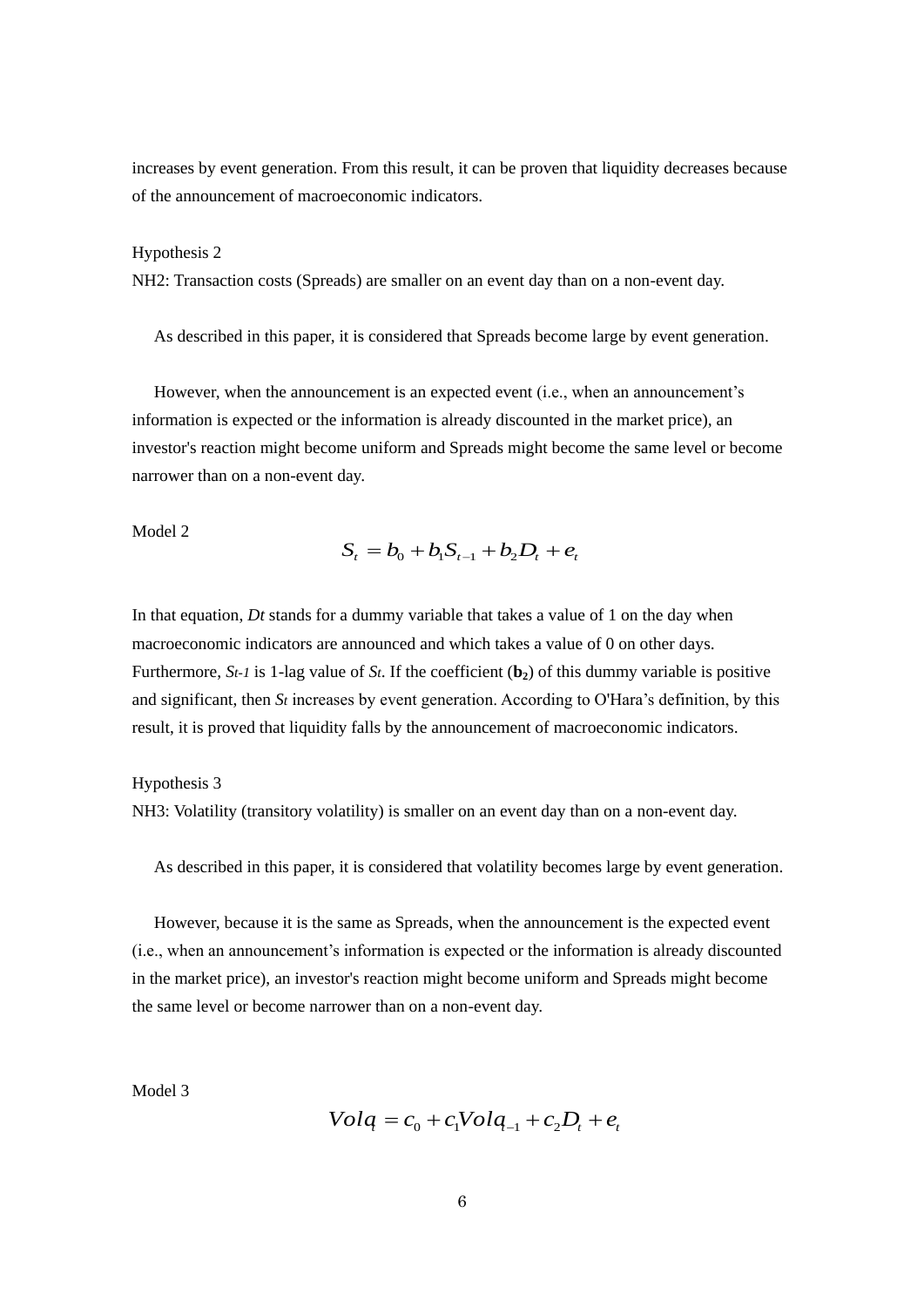increases by event generation. From this result, it can be proven that liquidity decreases because of the announcement of macroeconomic indicators.

Hypothesis 2

NH2: Transaction costs (Spreads) are smaller on an event day than on a non-event day.

As described in this paper, it is considered that Spreads become large by event generation.

However, when the announcement is an expected event (i.e., when an announcement's information is expected or the information is already discounted in the market price), an investor's reaction might become uniform and Spreads might become the same level or become narrower than on a non-event day.

Model 2

$$S_t = b_0 + b_1 S_{t-1} + b_2 D_t + e_t$$

In that equation, $D_t$ stands for a dummy variable that takes a value of 1 on the day when macroeconomic indicators are announced and which takes a value of 0 on other days. Furthermore, $S_{t-1}$ is 1-lag value of $S_t$. If the coefficient ($\mathbf{b_2}$) of this dummy variable is positive and significant, then $S_t$ increases by event generation. According to O'Hara's definition, by this result, it is proved that liquidity falls by the announcement of macroeconomic indicators.

Hypothesis 3

NH3: Volatility (transitory volatility) is smaller on an event day than on a non-event day.

As described in this paper, it is considered that volatility becomes large by event generation.

However, because it is the same as Spreads, when the announcement is the expected event (i.e., when an announcement's information is expected or the information is already discounted in the market price), an investor's reaction might become uniform and Spreads might become the same level or become narrower than on a non-event day.

Model 3

$$Volq_t = c_0 + c_1 Volq_{t-1} + c_2 D_t + e_t$$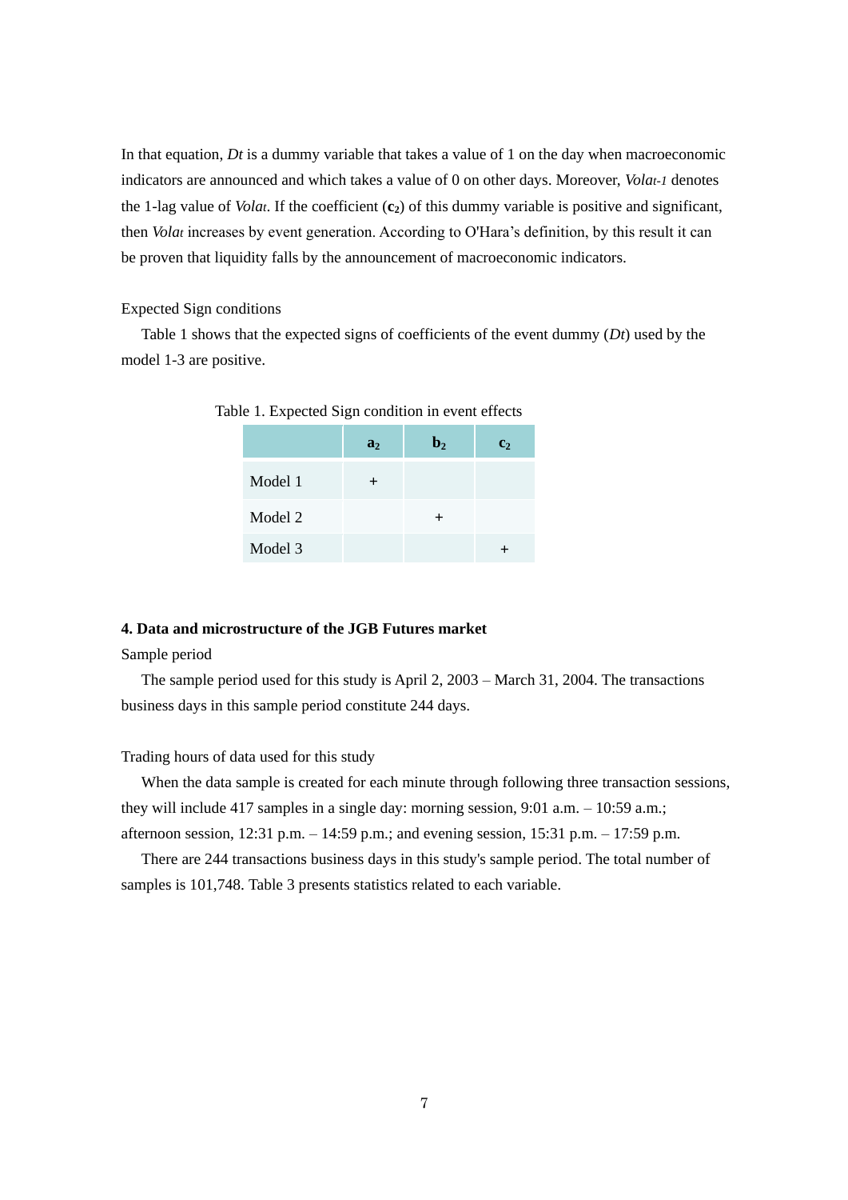In that equation, $Dt$ is a dummy variable that takes a value of 1 on the day when macroeconomic indicators are announced and which takes a value of 0 on other days. Moreover, $Vola_{t-1}$ denotes the 1-lag value of $Vola_t$. If the coefficient (**$c_2$**) of this dummy variable is positive and significant, then $Vola_t$ increases by event generation. According to O'Hara's definition, by this result it can be proven that liquidity falls by the announcement of macroeconomic indicators.

Expected Sign conditions

Table 1 shows that the expected signs of coefficients of the event dummy ($Dt$) used by the model 1-3 are positive.

Table 1. Expected Sign condition in event effects

| | $a_2$ | $b_2$ | $c_2$ |
|---|---|---|---|
| Model 1 | + | | |
| Model 2 | | + | |
| Model 3 | | | + |

**4. Data and microstructure of the JGB Futures market**

Sample period

The sample period used for this study is April 2, 2003 – March 31, 2004. The transactions business days in this sample period constitute 244 days.

Trading hours of data used for this study

When the data sample is created for each minute through following three transaction sessions, they will include 417 samples in a single day: morning session, 9:01 a.m. – 10:59 a.m.; afternoon session, 12:31 p.m. – 14:59 p.m.; and evening session, 15:31 p.m. – 17:59 p.m.

There are 244 transactions business days in this study's sample period. The total number of samples is 101,748. Table 3 presents statistics related to each variable.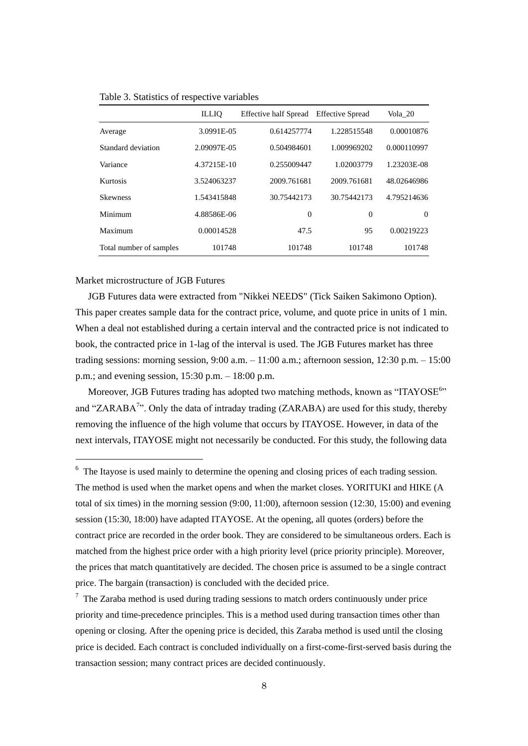Table 3. Statistics of respective variables

| | ILLIQ | Effective half Spread | Effective Spread | Vola_20 |
|---|---|---|---|---|
| Average | 3.0991E-05 | 0.614257774 | 1.228515548 | 0.00010876 |
| Standard deviation | 2.09097E-05 | 0.504984601 | 1.009969202 | 0.000110997 |
| Variance | 4.37215E-10 | 0.255009447 | 1.02003779 | 1.23203E-08 |
| Kurtosis | 3.524063237 | 2009.761681 | 2009.761681 | 48.02646986 |
| Skewness | 1.543415848 | 30.75442173 | 30.75442173 | 4.795214636 |
| Minimum | 4.88586E-06 | 0 | 0 | 0 |
| Maximum | 0.00014528 | 47.5 | 95 | 0.00219223 |
| Total number of samples | 101748 | 101748 | 101748 | 101748 |

Market microstructure of JGB Futures

JGB Futures data were extracted from "Nikkei NEEDS" (Tick Saiken Sakimono Option). This paper creates sample data for the contract price, volume, and quote price in units of 1 min. When a deal not established during a certain interval and the contracted price is not indicated to book, the contracted price in 1-lag of the interval is used. The JGB Futures market has three trading sessions: morning session, 9:00 a.m. – 11:00 a.m.; afternoon session, 12:30 p.m. – 15:00 p.m.; and evening session, 15:30 p.m. – 18:00 p.m.

Moreover, JGB Futures trading has adopted two matching methods, known as "ITAYOSE[6]" and "ZARABA[7]". Only the data of intraday trading (ZARABA) are used for this study, thereby removing the influence of the high volume that occurs by ITAYOSE. However, in data of the next intervals, ITAYOSE might not necessarily be conducted. For this study, the following data

[6] The Itayose is used mainly to determine the opening and closing prices of each trading session. The method is used when the market opens and when the market closes. YORITUKI and HIKE (A total of six times) in the morning session (9:00, 11:00), afternoon session (12:30, 15:00) and evening session (15:30, 18:00) have adapted ITAYOSE. At the opening, all quotes (orders) before the contract price are recorded in the order book. They are considered to be simultaneous orders. Each is matched from the highest price order with a high priority level (price priority principle). Moreover, the prices that match quantitatively are decided. The chosen price is assumed to be a single contract price. The bargain (transaction) is concluded with the decided price.

[7] The Zaraba method is used during trading sessions to match orders continuously under price priority and time-precedence principles. This is a method used during transaction times other than opening or closing. After the opening price is decided, this Zaraba method is used until the closing price is decided. Each contract is concluded individually on a first-come-first-served basis during the transaction session; many contract prices are decided continuously.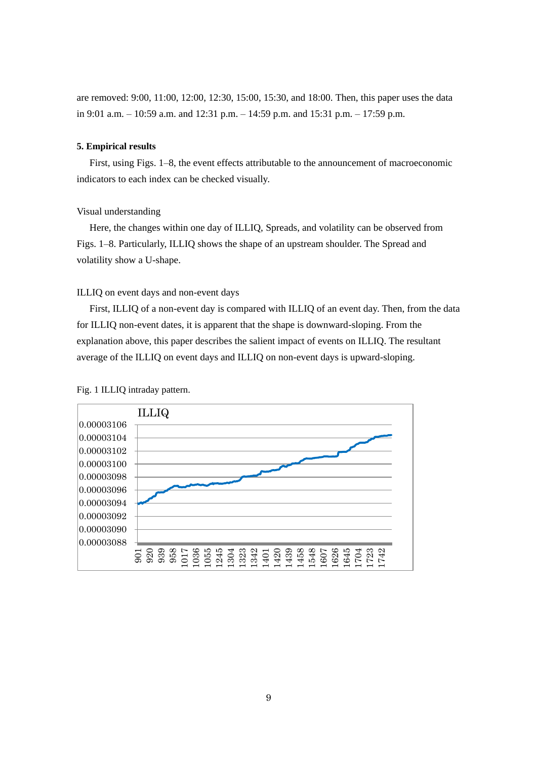are removed: 9:00, 11:00, 12:00, 12:30, 15:00, 15:30, and 18:00. Then, this paper uses the data in 9:01 a.m. – 10:59 a.m. and 12:31 p.m. – 14:59 p.m. and 15:31 p.m. – 17:59 p.m.

**5. Empirical results**

First, using Figs. 1–8, the event effects attributable to the announcement of macroeconomic indicators to each index can be checked visually.

Visual understanding

Here, the changes within one day of ILLIQ, Spreads, and volatility can be observed from Figs. 1–8. Particularly, ILLIQ shows the shape of an upstream shoulder. The Spread and volatility show a U-shape.

ILLIQ on event days and non-event days

First, ILLIQ of a non-event day is compared with ILLIQ of an event day. Then, from the data for ILLIQ non-event dates, it is apparent that the shape is downward-sloping. From the explanation above, this paper describes the salient impact of events on ILLIQ. The resultant average of the ILLIQ on event days and ILLIQ on non-event days is upward-sloping.

Fig. 1 ILLIQ intraday pattern.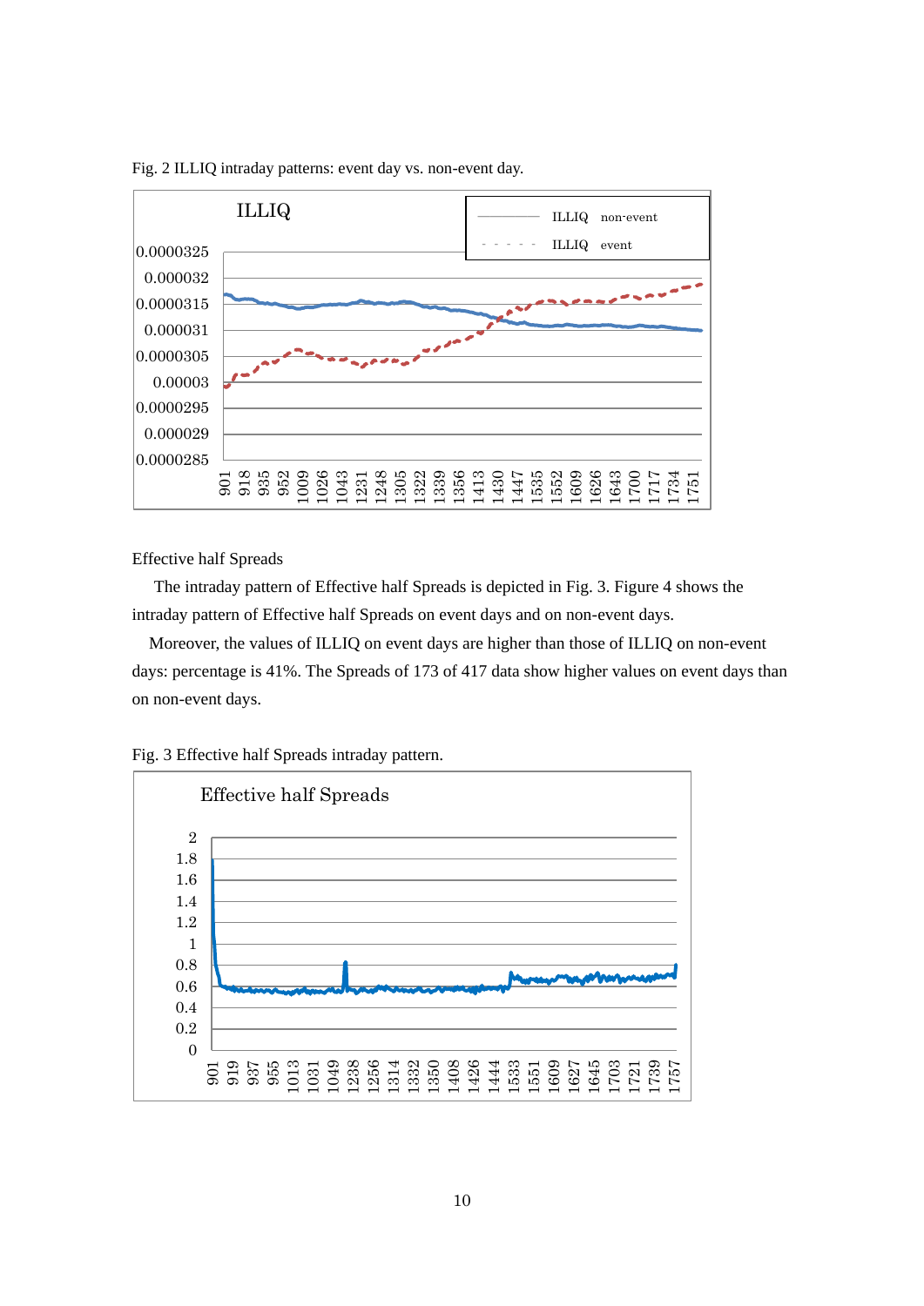Fig. 2 ILLIQ intraday patterns: event day vs. non-event day.

Effective half Spreads

The intraday pattern of Effective half Spreads is depicted in Fig. 3. Figure 4 shows the intraday pattern of Effective half Spreads on event days and on non-event days.

Moreover, the values of ILLIQ on event days are higher than those of ILLIQ on non-event days: percentage is 41%. The Spreads of 173 of 417 data show higher values on event days than on non-event days.

Fig. 3 Effective half Spreads intraday pattern.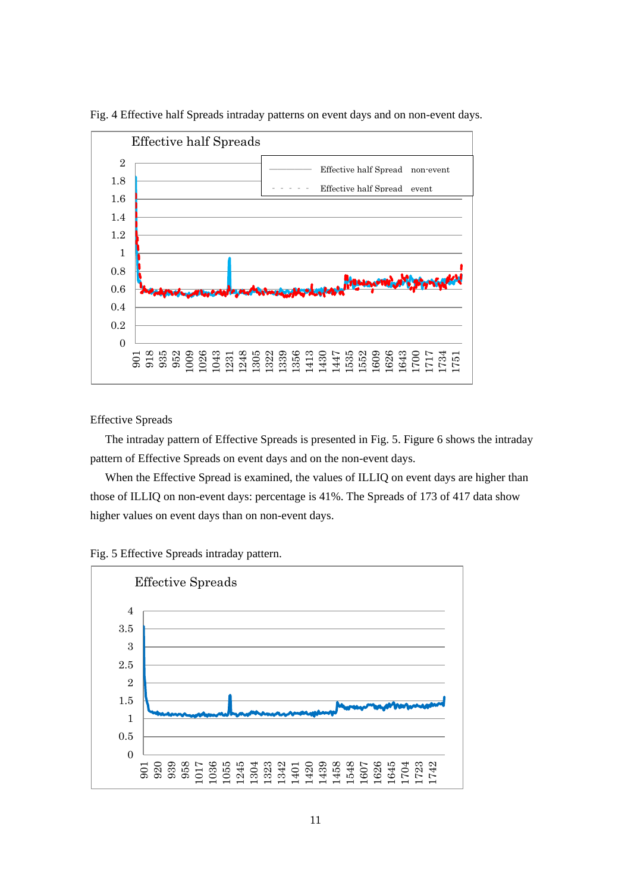Fig. 4 Effective half Spreads intraday patterns on event days and on non-event days.

Effective Spreads

The intraday pattern of Effective Spreads is presented in Fig. 5. Figure 6 shows the intraday pattern of Effective Spreads on event days and on the non-event days.

When the Effective Spread is examined, the values of ILLIQ on event days are higher than those of ILLIQ on non-event days: percentage is 41%. The Spreads of 173 of 417 data show higher values on event days than on non-event days.

Fig. 5 Effective Spreads intraday pattern.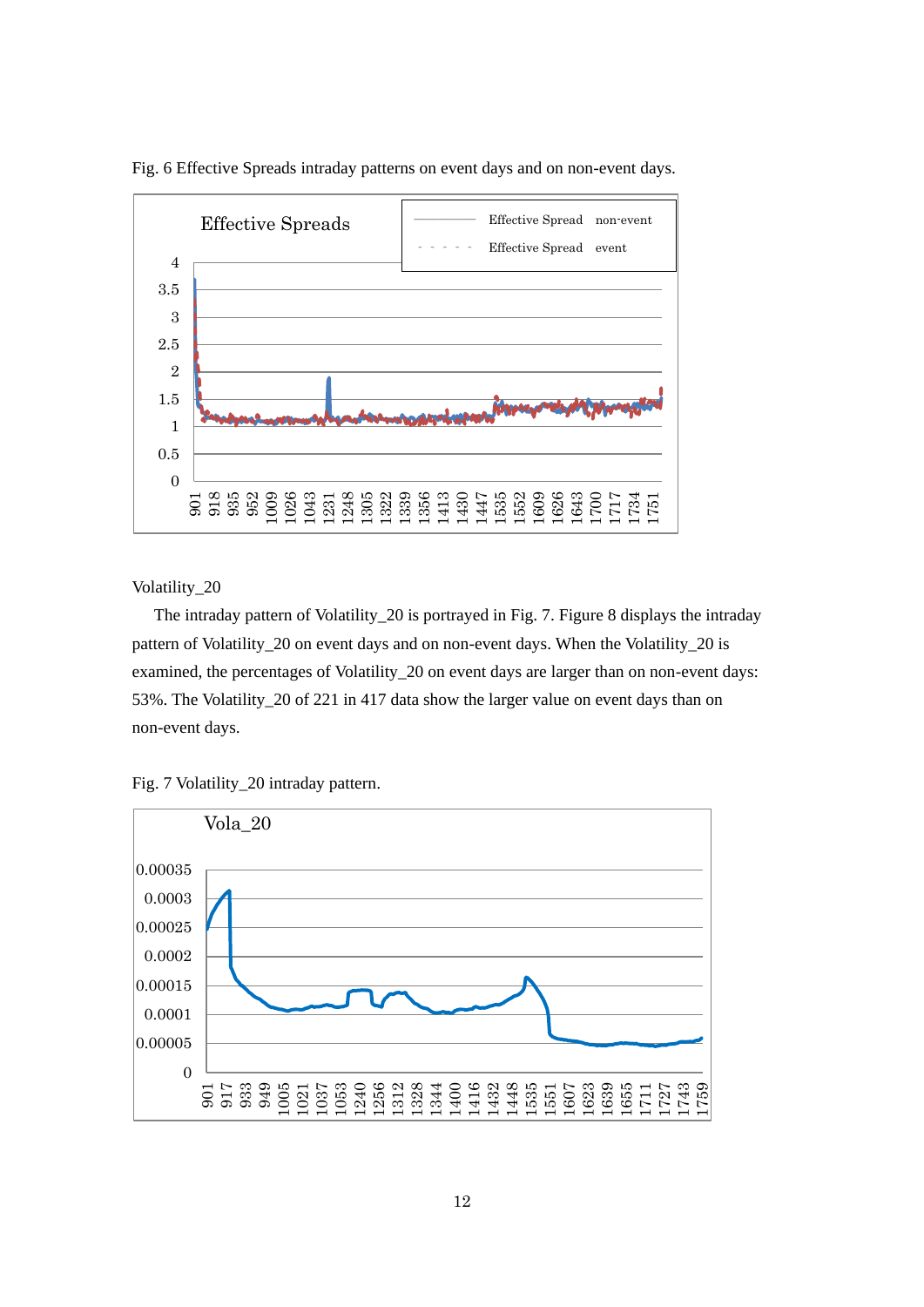Fig. 6 Effective Spreads intraday patterns on event days and on non-event days.

Volatility_20

The intraday pattern of Volatility_20 is portrayed in Fig. 7. Figure 8 displays the intraday pattern of Volatility_20 on event days and on non-event days. When the Volatility_20 is examined, the percentages of Volatility_20 on event days are larger than on non-event days: 53%. The Volatility_20 of 221 in 417 data show the larger value on event days than on non-event days.

Fig. 7 Volatility_20 intraday pattern.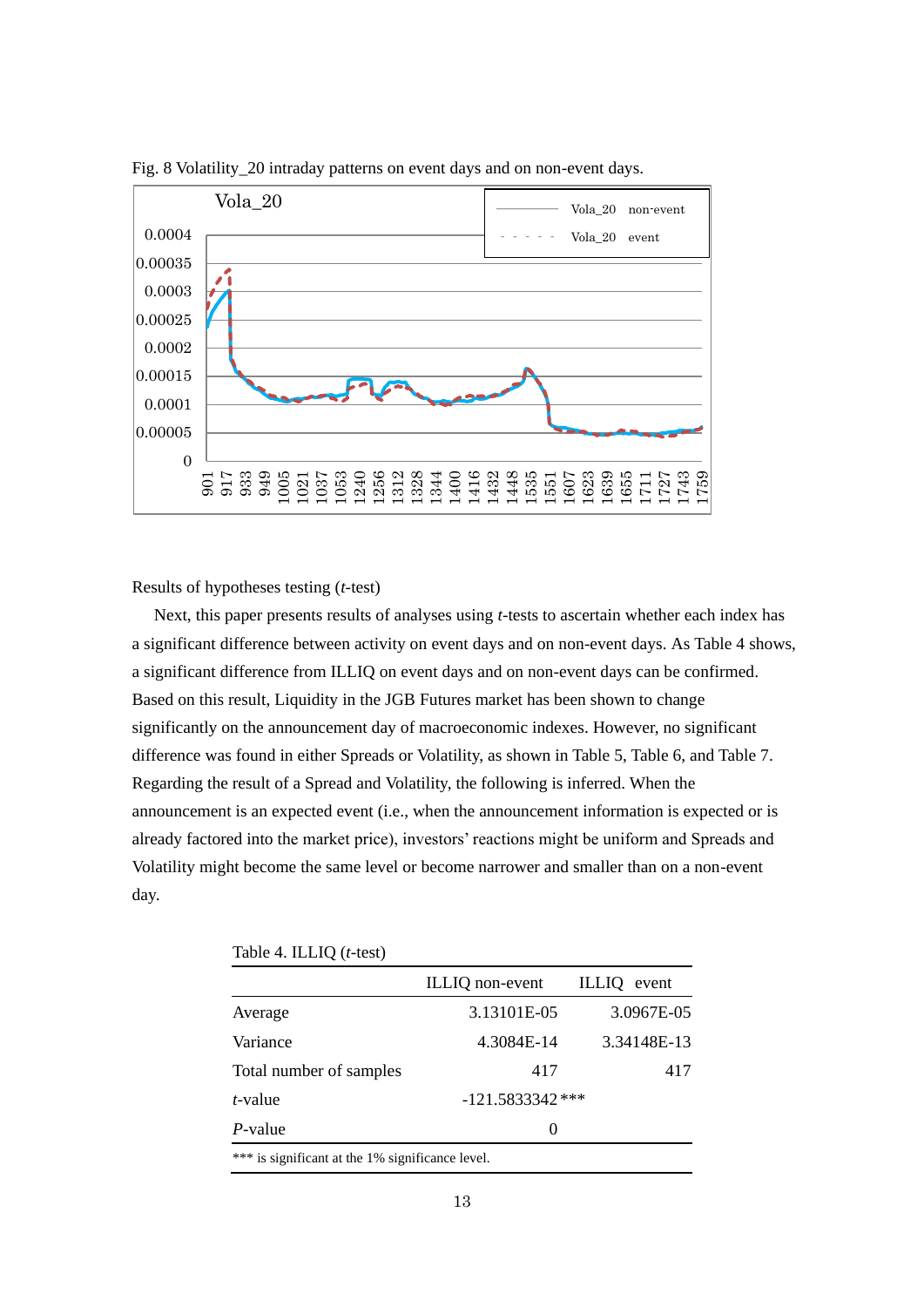Fig. 8 Volatility_20 intraday patterns on event days and on non-event days.

Results of hypotheses testing (*t*-test)

Next, this paper presents results of analyses using *t*-tests to ascertain whether each index has a significant difference between activity on event days and on non-event days. As Table 4 shows, a significant difference from ILLIQ on event days and on non-event days can be confirmed. Based on this result, Liquidity in the JGB Futures market has been shown to change significantly on the announcement day of macroeconomic indexes. However, no significant difference was found in either Spreads or Volatility, as shown in Table 5, Table 6, and Table 7. Regarding the result of a Spread and Volatility, the following is inferred. When the announcement is an expected event (i.e., when the announcement information is expected or is already factored into the market price), investors' reactions might be uniform and Spreads and Volatility might become the same level or become narrower and smaller than on a non-event day.

Table 4. ILLIQ (*t*-test)

| | ILLIQ non-event | ILLIQ event |
|---|---|---|
| Average | 3.13101E-05 | 3.0967E-05 |
| Variance | 4.3084E-14 | 3.34148E-13 |
| Total number of samples | 417 | 417 |
| *t*-value | -121.5833342 *** | |
| *P*-value | 0 | |

*** is significant at the 1% significance level.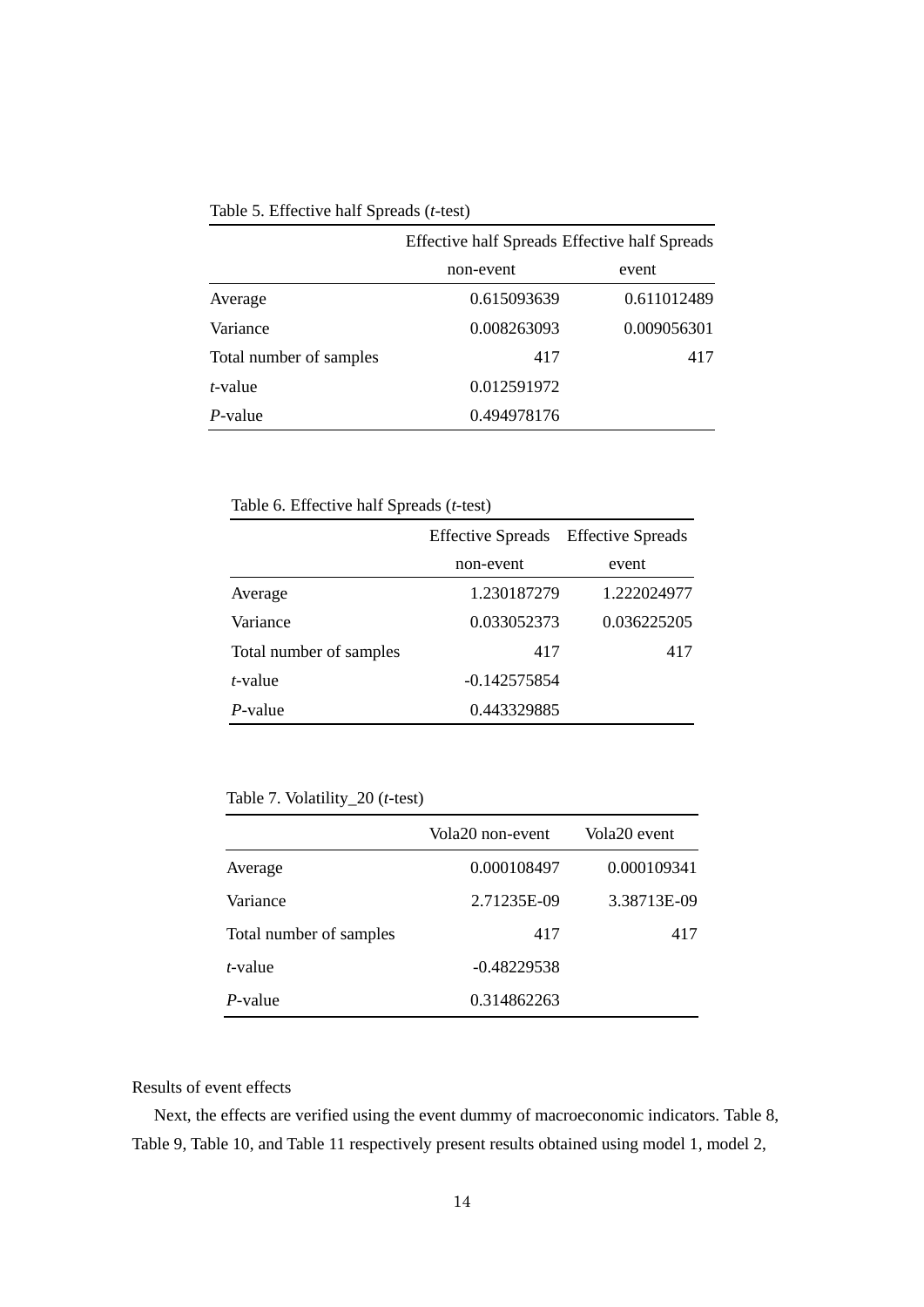Table 5. Effective half Spreads (*t*-test)

| | Effective half Spreads non-event | Effective half Spreads event |
|---|---|---|
| Average | 0.615093639 | 0.611012489 |
| Variance | 0.008263093 | 0.009056301 |
| Total number of samples | 417 | 417 |
| *t*-value | 0.012591972 | |
| *P*-value | 0.494978176 | |

Table 6. Effective half Spreads (*t*-test)

| | Effective Spreads non-event | Effective Spreads event |
|---|---|---|
| Average | 1.230187279 | 1.222024977 |
| Variance | 0.033052373 | 0.036225205 |
| Total number of samples | 417 | 417 |
| *t*-value | -0.142575854 | |
| *P*-value | 0.443329885 | |

Table 7. Volatility_20 (*t*-test)

| | Vola20 non-event | Vola20 event |
|---|---|---|
| Average | 0.000108497 | 0.000109341 |
| Variance | 2.71235E-09 | 3.38713E-09 |
| Total number of samples | 417 | 417 |
| *t*-value | -0.48229538 | |
| *P*-value | 0.314862263 | |

Results of event effects

Next, the effects are verified using the event dummy of macroeconomic indicators. Table 8, Table 9, Table 10, and Table 11 respectively present results obtained using model 1, model 2,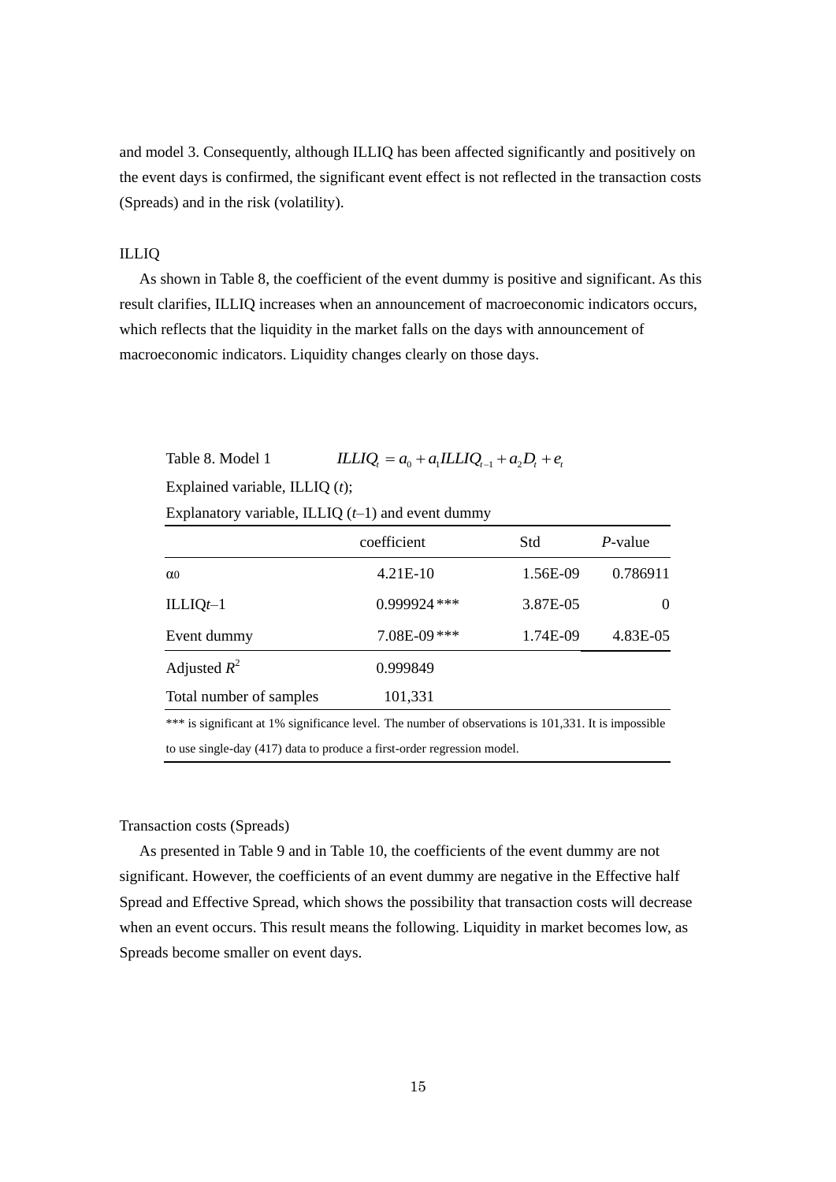and model 3. Consequently, although ILLIQ has been affected significantly and positively on the event days is confirmed, the significant event effect is not reflected in the transaction costs (Spreads) and in the risk (volatility).

ILLIQ

As shown in Table 8, the coefficient of the event dummy is positive and significant. As this result clarifies, ILLIQ increases when an announcement of macroeconomic indicators occurs, which reflects that the liquidity in the market falls on the days with announcement of macroeconomic indicators. Liquidity changes clearly on those days.

Table 8. Model 1 $ILLIQ_t = a_0 + a_1 ILLIQ_{t-1} + a_2 D_t + e_t$

Explained variable, ILLIQ (*t*);

Explanatory variable, ILLIQ (*t*–1) and event dummy

| | coefficient | Std | *P*-value |
|---|---|---|---|
| $\alpha_0$ | 4.21E-10 | 1.56E-09 | 0.786911 |
| ILLIQ*t*–1 | 0.999924 *** | 3.87E-05 | 0 |
| Event dummy | 7.08E-09 *** | 1.74E-09 | 4.83E-05 |
| Adjusted $R^2$ | 0.999849 | | |
| Total number of samples | 101,331 | | |

*** is significant at 1% significance level. The number of observations is 101,331. It is impossible to use single-day (417) data to produce a first-order regression model.

Transaction costs (Spreads)

As presented in Table 9 and in Table 10, the coefficients of the event dummy are not significant. However, the coefficients of an event dummy are negative in the Effective half Spread and Effective Spread, which shows the possibility that transaction costs will decrease when an event occurs. This result means the following. Liquidity in market becomes low, as Spreads become smaller on event days.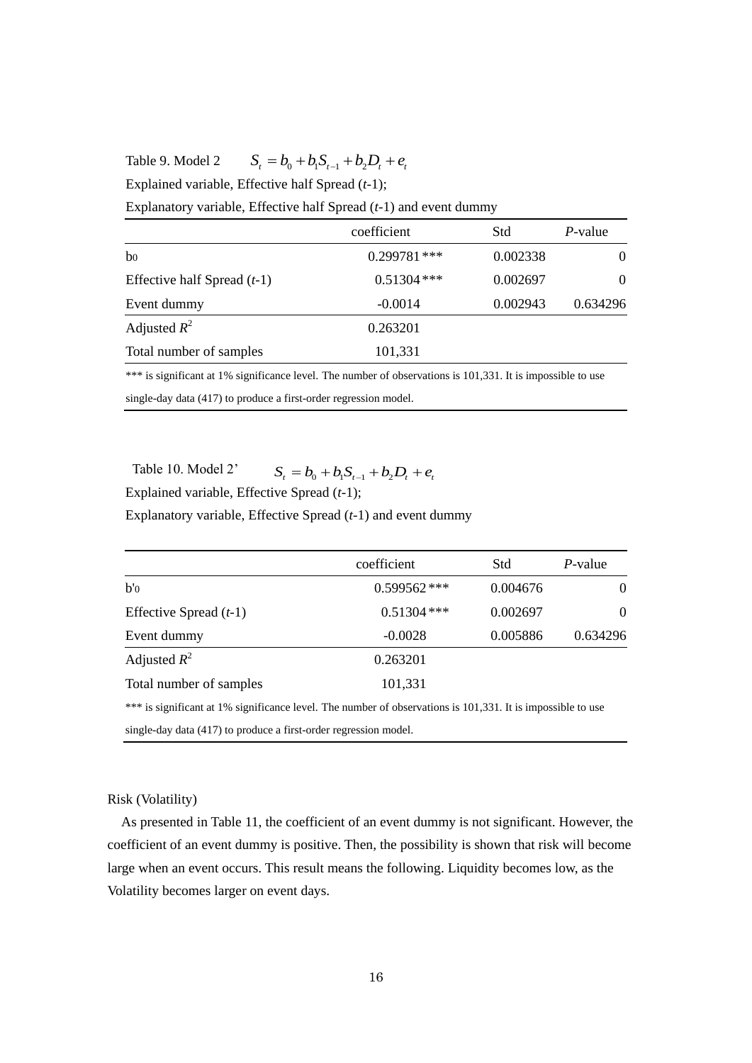Table 9. Model 2 $S_t = b_0 + b_1 S_{t-1} + b_2 D_t + e_t$

Explained variable, Effective half Spread ($t$-1);

Explanatory variable, Effective half Spread ($t$-1) and event dummy

| | coefficient | Std | $P$-value |
|---|---|---|---|
| b0 | 0.299781 *** | 0.002338 | 0 |
| Effective half Spread ($t$-1) | 0.51304 *** | 0.002697 | 0 |
| Event dummy | -0.0014 | 0.002943 | 0.634296 |
| Adjusted $R^2$ | 0.263201 | | |
| Total number of samples | 101,331 | | |

*** is significant at 1% significance level. The number of observations is 101,331. It is impossible to use single-day data (417) to produce a first-order regression model.

Table 10. Model 2' $S_t = b_0 + b_1 S_{t-1} + b_2 D_t + e_t$

Explained variable, Effective Spread ($t$-1);

Explanatory variable, Effective Spread ($t$-1) and event dummy

| | coefficient | Std | $P$-value |
|---|---|---|---|
| b'0 | 0.599562 *** | 0.004676 | 0 |
| Effective Spread ($t$-1) | 0.51304 *** | 0.002697 | 0 |
| Event dummy | -0.0028 | 0.005886 | 0.634296 |
| Adjusted $R^2$ | 0.263201 | | |
| Total number of samples | 101,331 | | |

*** is significant at 1% significance level. The number of observations is 101,331. It is impossible to use single-day data (417) to produce a first-order regression model.

Risk (Volatility)

As presented in Table 11, the coefficient of an event dummy is not significant. However, the coefficient of an event dummy is positive. Then, the possibility is shown that risk will become large when an event occurs. This result means the following. Liquidity becomes low, as the Volatility becomes larger on event days.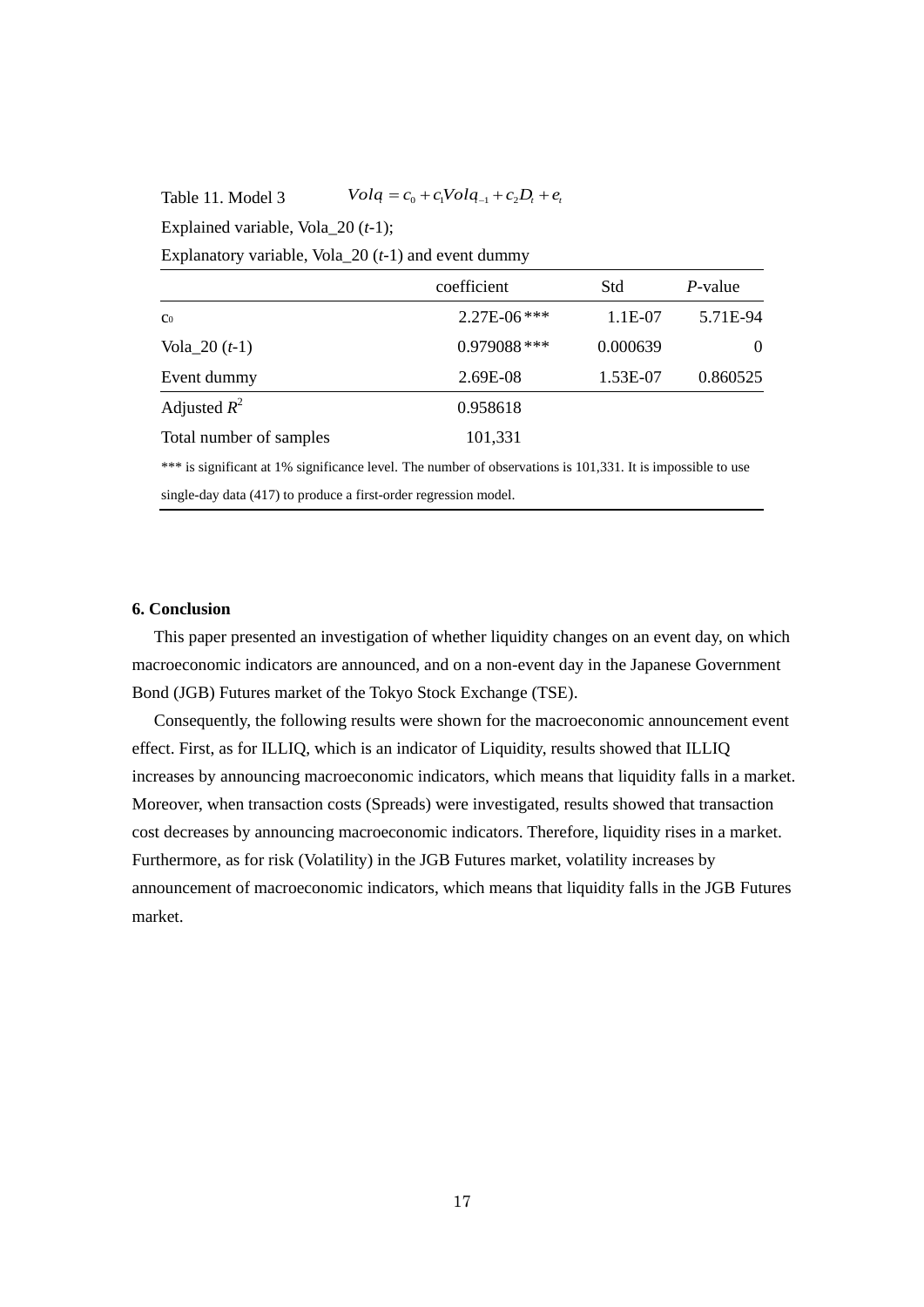Table 11. Model 3 $Vol_t = c_0 + c_1 Vol_{t-1} + c_2 D_t + e_t$

Explained variable, Vola_20 (*t*-1);

Explanatory variable, Vola_20 (*t*-1) and event dummy

| | coefficient | Std | *P*-value |
|---|---|---|---|
| $c_0$ | 2.27E-06 *** | 1.1E-07 | 5.71E-94 |
| Vola_20 (*t*-1) | 0.979088 *** | 0.000639 | 0 |
| Event dummy | 2.69E-08 | 1.53E-07 | 0.860525 |
| Adjusted $R^2$ | 0.958618 | | |
| Total number of samples | 101,331 | | |

*** is significant at 1% significance level. The number of observations is 101,331. It is impossible to use single-day data (417) to produce a first-order regression model.

### 6. Conclusion

This paper presented an investigation of whether liquidity changes on an event day, on which macroeconomic indicators are announced, and on a non-event day in the Japanese Government Bond (JGB) Futures market of the Tokyo Stock Exchange (TSE).

Consequently, the following results were shown for the macroeconomic announcement event effect. First, as for ILLIQ, which is an indicator of Liquidity, results showed that ILLIQ increases by announcing macroeconomic indicators, which means that liquidity falls in a market. Moreover, when transaction costs (Spreads) were investigated, results showed that transaction cost decreases by announcing macroeconomic indicators. Therefore, liquidity rises in a market. Furthermore, as for risk (Volatility) in the JGB Futures market, volatility increases by announcement of macroeconomic indicators, which means that liquidity falls in the JGB Futures market.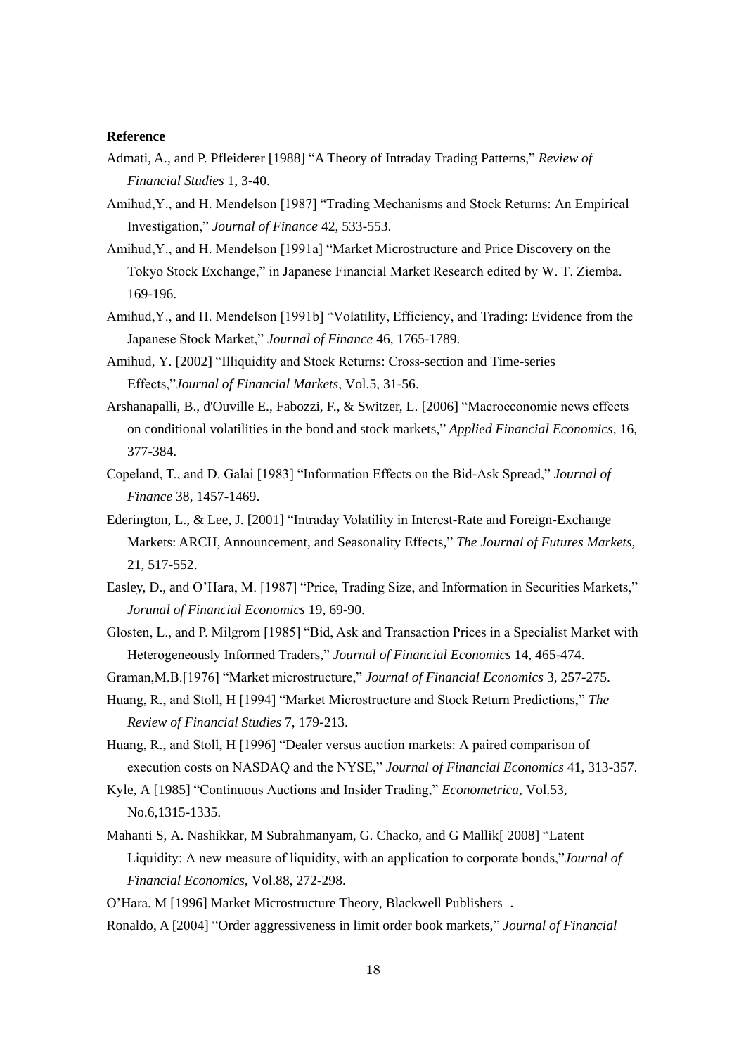**Reference**

Admati, A., and P. Pfleiderer [1988] "A Theory of Intraday Trading Patterns," *Review of Financial Studies* 1, 3-40.

Amihud,Y., and H. Mendelson [1987] "Trading Mechanisms and Stock Returns: An Empirical Investigation," *Journal of Finance* 42, 533-553.

Amihud,Y., and H. Mendelson [1991a] "Market Microstructure and Price Discovery on the Tokyo Stock Exchange," in Japanese Financial Market Research edited by W. T. Ziemba. 169-196.

Amihud,Y., and H. Mendelson [1991b] "Volatility, Efficiency, and Trading: Evidence from the Japanese Stock Market," *Journal of Finance* 46, 1765-1789.

Amihud, Y. [2002] "Illiquidity and Stock Returns: Cross-section and Time-series Effects,"*Journal of Financial Markets*, Vol.5, 31-56.

Arshanapalli, B., d'Ouville E., Fabozzi, F., & Switzer, L. [2006] "Macroeconomic news effects on conditional volatilities in the bond and stock markets," *Applied Financial Economics*, 16, 377-384.

Copeland, T., and D. Galai [1983] "Information Effects on the Bid-Ask Spread," *Journal of Finance* 38, 1457-1469.

Ederington, L., & Lee, J. [2001] "Intraday Volatility in Interest-Rate and Foreign-Exchange Markets: ARCH, Announcement, and Seasonality Effects," *The Journal of Futures Markets*, 21, 517-552.

Easley, D., and O'Hara, M. [1987] "Price, Trading Size, and Information in Securities Markets," *Jorunal of Financial Economics* 19, 69-90.

Glosten, L., and P. Milgrom [1985] "Bid, Ask and Transaction Prices in a Specialist Market with Heterogeneously Informed Traders," *Journal of Financial Economics* 14, 465-474.

Graman,M.B.[1976] "Market microstructure," *Journal of Financial Economics* 3, 257-275.

Huang, R., and Stoll, H [1994] "Market Microstructure and Stock Return Predictions," *The Review of Financial Studies* 7, 179-213.

Huang, R., and Stoll, H [1996] "Dealer versus auction markets: A paired comparison of execution costs on NASDAQ and the NYSE," *Journal of Financial Economics* 41, 313-357.

Kyle, A [1985] "Continuous Auctions and Insider Trading," *Econometrica*, Vol.53, No.6,1315-1335.

Mahanti S, A. Nashikkar, M Subrahmanyam, G. Chacko, and G Mallik[ 2008] "Latent Liquidity: A new measure of liquidity, with an application to corporate bonds,"*Journal of Financial Economics*, Vol.88, 272-298.

O'Hara, M [1996] Market Microstructure Theory, Blackwell Publishers .

Ronaldo, A [2004] "Order aggressiveness in limit order book markets," *Journal of Financial*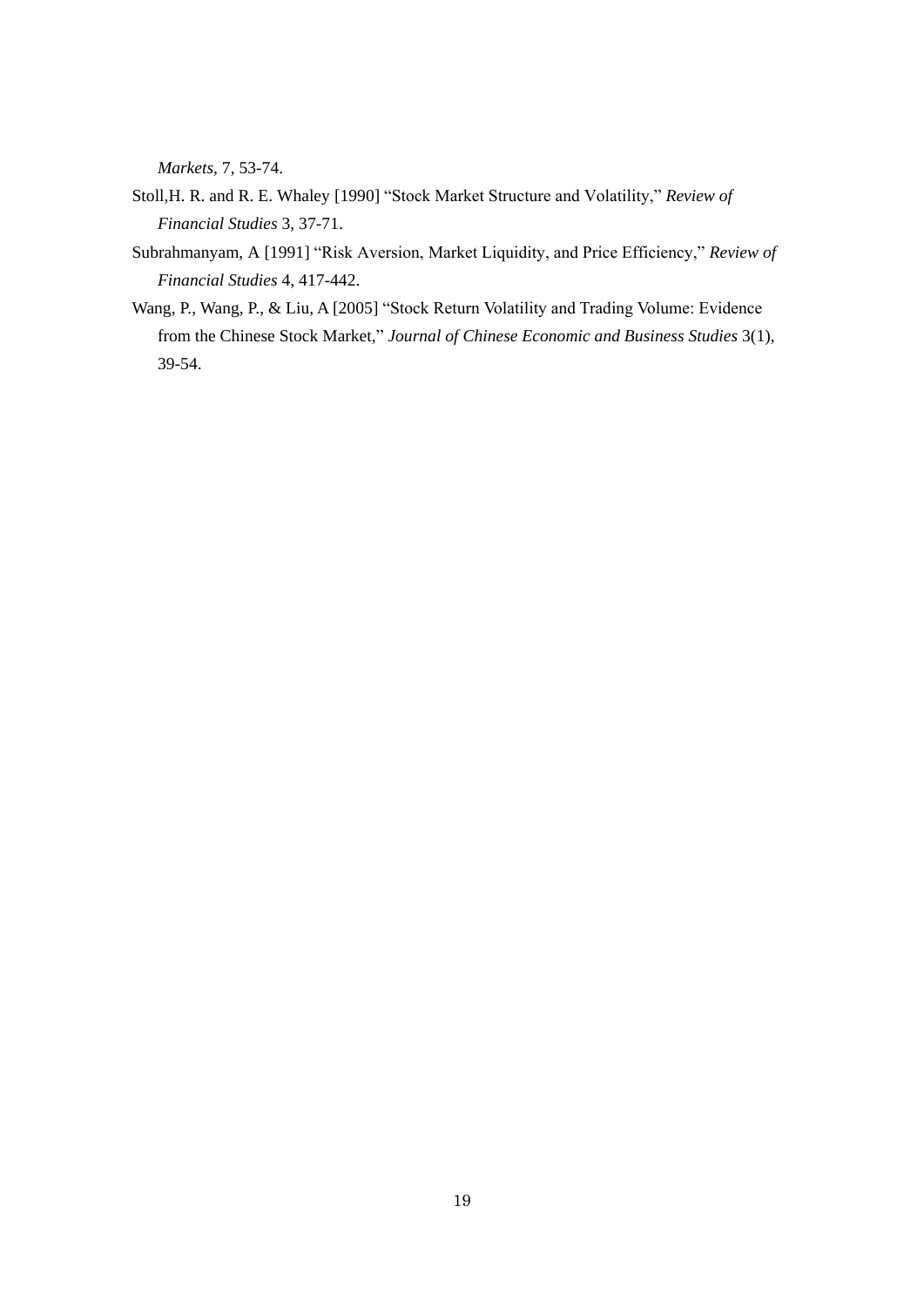*Markets*, 7, 53-74.

Stoll,H. R. and R. E. Whaley [1990] "Stock Market Structure and Volatility," *Review of Financial Studies* 3, 37-71.

Subrahmanyam, A [1991] "Risk Aversion, Market Liquidity, and Price Efficiency," *Review of Financial Studies* 4, 417-442.

Wang, P., Wang, P., & Liu, A [2005] "Stock Return Volatility and Trading Volume: Evidence from the Chinese Stock Market," *Journal of Chinese Economic and Business Studies* 3(1), 39-54.